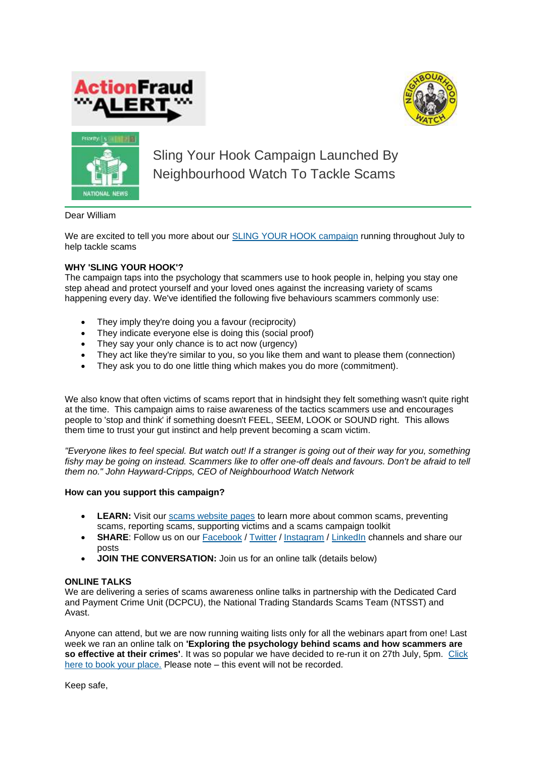# Sling Your Hook Campaign Launched By Neighbourhood Watch To Tackle Scams

Dear William

We are excited to tell you more about our SLING YOUR HOOK campaign running throughout July to help tackle scams

**WHY 'SLING YOUR HOOK'?**
The campaign taps into the psychology that scammers use to hook people in, helping you stay one step ahead and protect yourself and your loved ones against the increasing variety of scams happening every day. We've identified the following five behaviours scammers commonly use:

- They imply they're doing you a favour (reciprocity)
- They indicate everyone else is doing this (social proof)
- They say your only chance is to act now (urgency)
- They act like they're similar to you, so you like them and want to please them (connection)
- They ask you to do one little thing which makes you do more (commitment).

We also know that often victims of scams report that in hindsight they felt something wasn't quite right at the time. This campaign aims to raise awareness of the tactics scammers use and encourages people to 'stop and think' if something doesn't FEEL, SEEM, LOOK or SOUND right. This allows them time to trust your gut instinct and help prevent becoming a scam victim.

*"Everyone likes to feel special. But watch out! If a stranger is going out of their way for you, something fishy may be going on instead. Scammers like to offer one-off deals and favours. Don't be afraid to tell them no." John Hayward-Cripps, CEO of Neighbourhood Watch Network*

**How can you support this campaign?**

- **LEARN:** Visit our scams website pages to learn more about common scams, preventing scams, reporting scams, supporting victims and a scams campaign toolkit
- **SHARE**: Follow us on our Facebook / Twitter / Instagram / LinkedIn channels and share our posts
- **JOIN THE CONVERSATION:** Join us for an online talk (details below)

**ONLINE TALKS**
We are delivering a series of scams awareness online talks in partnership with the Dedicated Card and Payment Crime Unit (DCPCU), the National Trading Standards Scams Team (NTSST) and Avast.

Anyone can attend, but we are now running waiting lists only for all the webinars apart from one! Last week we ran an online talk on **'Exploring the psychology behind scams and how scammers are so effective at their crimes'**. It was so popular we have decided to re-run it on 27th July, 5pm. Click here to book your place. Please note – this event will not be recorded.

Keep safe,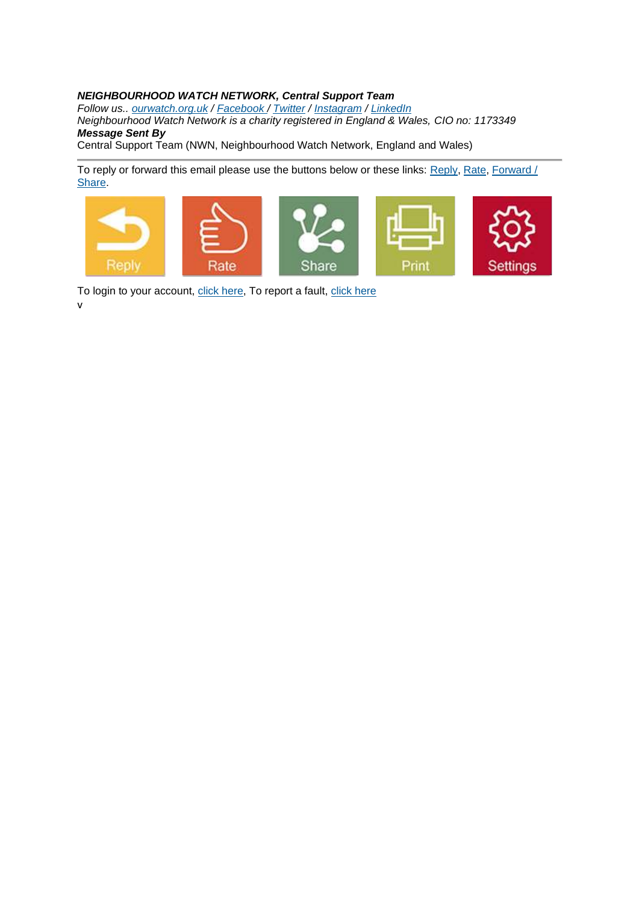***NEIGHBOURHOOD WATCH NETWORK, Central Support Team***
*Follow us.. ourwatch.org.uk / Facebook / Twitter / Instagram / LinkedIn*
*Neighbourhood Watch Network is a charity registered in England & Wales, CIO no: 1173349*
***Message Sent By***
Central Support Team (NWN, Neighbourhood Watch Network, England and Wales)

---

To reply or forward this email please use the buttons below or these links: Reply, Rate, Forward / Share.

Reply Rate Share Print Settings

To login to your account, click here, To report a fault, click here
v